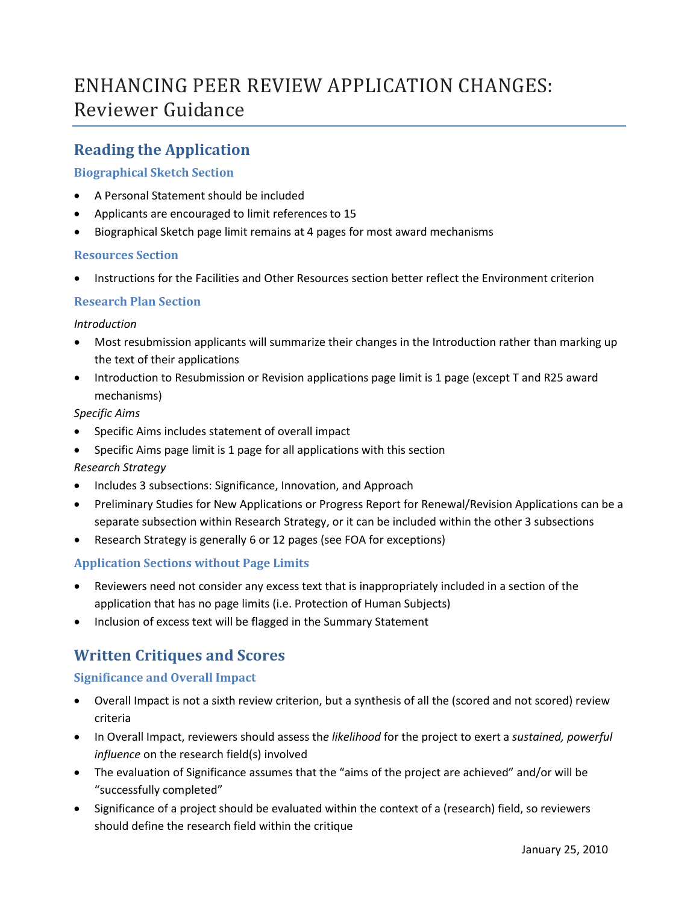# ENHANCING PEER REVIEW APPLICATION CHANGES: Reviewer Guidance

## Reading the Application

### Biographical Sketch Section

- A Personal Statement should be included
- Applicants are encouraged to limit references to 15
- Biographical Sketch page limit remains at 4 pages for most award mechanisms

### Resources Section

- Instructions for the Facilities and Other Resources section better reflect the Environment criterion

### Research Plan Section

*Introduction*

- Most resubmission applicants will summarize their changes in the Introduction rather than marking up the text of their applications
- Introduction to Resubmission or Revision applications page limit is 1 page (except T and R25 award mechanisms)

*Specific Aims*

- Specific Aims includes statement of overall impact
- Specific Aims page limit is 1 page for all applications with this section

*Research Strategy*

- Includes 3 subsections: Significance, Innovation, and Approach
- Preliminary Studies for New Applications or Progress Report for Renewal/Revision Applications can be a separate subsection within Research Strategy, or it can be included within the other 3 subsections
- Research Strategy is generally 6 or 12 pages (see FOA for exceptions)

### Application Sections without Page Limits

- Reviewers need not consider any excess text that is inappropriately included in a section of the application that has no page limits (i.e. Protection of Human Subjects)
- Inclusion of excess text will be flagged in the Summary Statement

## Written Critiques and Scores

### Significance and Overall Impact

- Overall Impact is not a sixth review criterion, but a synthesis of all the (scored and not scored) review criteria
- In Overall Impact, reviewers should assess th*e likelihood* for the project to exert a *sustained, powerful influence* on the research field(s) involved
- The evaluation of Significance assumes that the "aims of the project are achieved" and/or will be "successfully completed"
- Significance of a project should be evaluated within the context of a (research) field, so reviewers should define the research field within the critique

January 25, 2010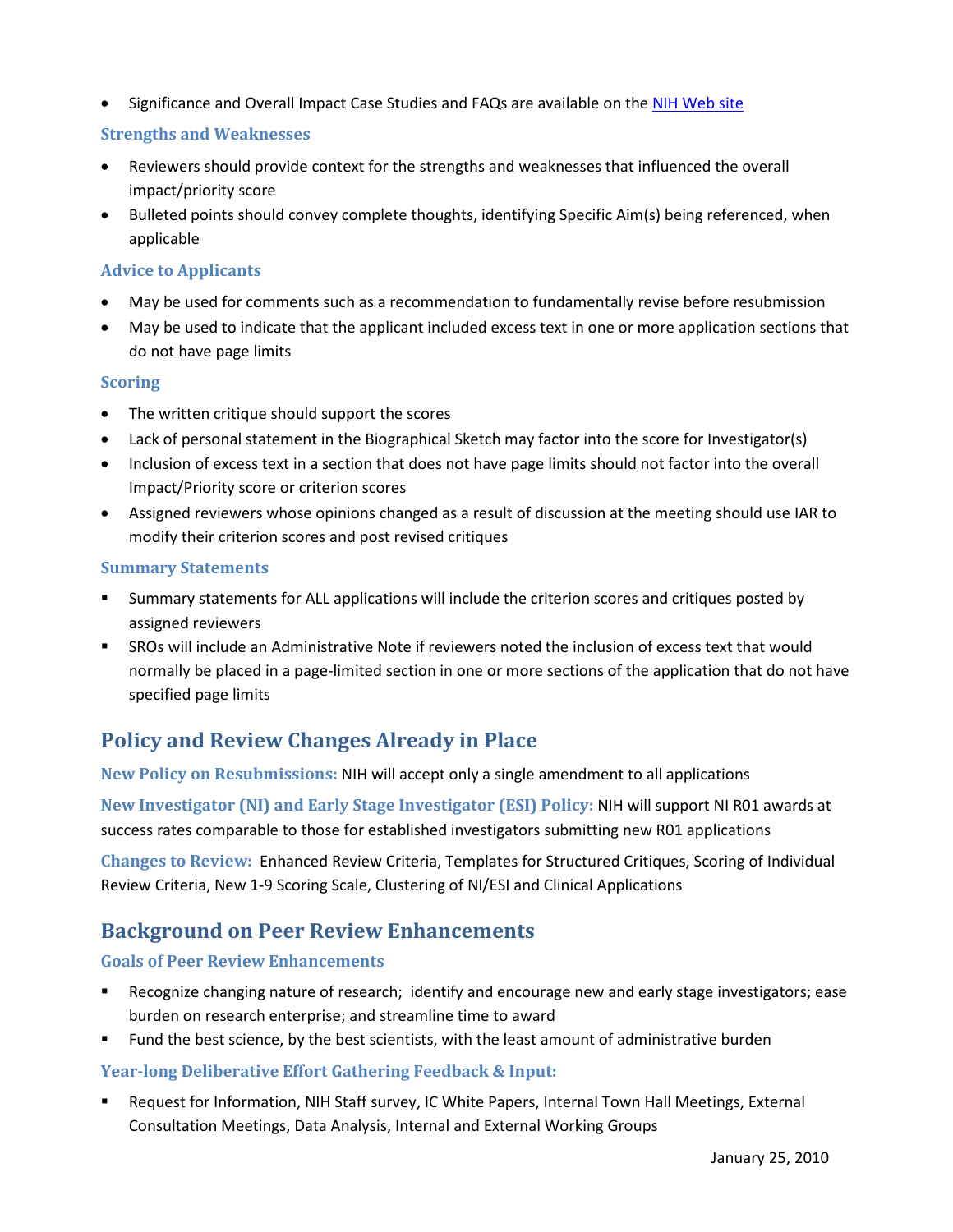- Significance and Overall Impact Case Studies and FAQs are available on the [NIH Web site]()

### Strengths and Weaknesses

- Reviewers should provide context for the strengths and weaknesses that influenced the overall impact/priority score
- Bulleted points should convey complete thoughts, identifying Specific Aim(s) being referenced, when applicable

### Advice to Applicants

- May be used for comments such as a recommendation to fundamentally revise before resubmission
- May be used to indicate that the applicant included excess text in one or more application sections that do not have page limits

### Scoring

- The written critique should support the scores
- Lack of personal statement in the Biographical Sketch may factor into the score for Investigator(s)
- Inclusion of excess text in a section that does not have page limits should not factor into the overall Impact/Priority score or criterion scores
- Assigned reviewers whose opinions changed as a result of discussion at the meeting should use IAR to modify their criterion scores and post revised critiques

### Summary Statements

- Summary statements for ALL applications will include the criterion scores and critiques posted by assigned reviewers
- SROs will include an Administrative Note if reviewers noted the inclusion of excess text that would normally be placed in a page-limited section in one or more sections of the application that do not have specified page limits

## Policy and Review Changes Already in Place

**New Policy on Resubmissions:** NIH will accept only a single amendment to all applications

**New Investigator (NI) and Early Stage Investigator (ESI) Policy:** NIH will support NI R01 awards at success rates comparable to those for established investigators submitting new R01 applications

**Changes to Review:** Enhanced Review Criteria, Templates for Structured Critiques, Scoring of Individual Review Criteria, New 1-9 Scoring Scale, Clustering of NI/ESI and Clinical Applications

## Background on Peer Review Enhancements

### Goals of Peer Review Enhancements

- Recognize changing nature of research; identify and encourage new and early stage investigators; ease burden on research enterprise; and streamline time to award
- Fund the best science, by the best scientists, with the least amount of administrative burden

### Year-long Deliberative Effort Gathering Feedback & Input:

- Request for Information, NIH Staff survey, IC White Papers, Internal Town Hall Meetings, External Consultation Meetings, Data Analysis, Internal and External Working Groups

January 25, 2010